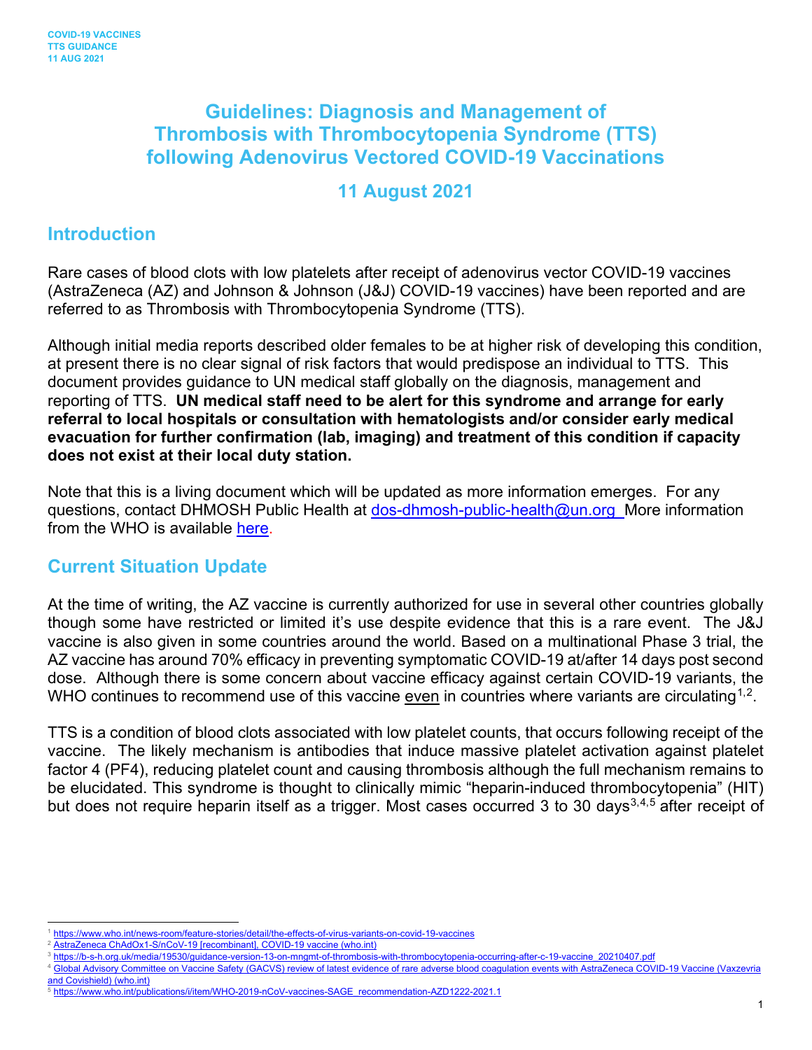# Guidelines: Diagnosis and Management of Thrombosis with Thrombocytopenia Syndrome (TTS) following Adenovirus Vectored COVID-19 Vaccinations

## 11 August 2021

## Introduction

Rare cases of blood clots with low platelets after receipt of adenovirus vector COVID-19 vaccines (AstraZeneca (AZ) and Johnson & Johnson (J&J) COVID-19 vaccines) have been reported and are referred to as Thrombosis with Thrombocytopenia Syndrome (TTS).

Although initial media reports described older females to be at higher risk of developing this condition, at present there is no clear signal of risk factors that would predispose an individual to TTS. This document provides guidance to UN medical staff globally on the diagnosis, management and reporting of TTS. **UN medical staff need to be alert for this syndrome and arrange for early referral to local hospitals or consultation with hematologists and/or consider early medical evacuation for further confirmation (lab, imaging) and treatment of this condition if capacity does not exist at their local duty station.**

Note that this is a living document which will be updated as more information emerges. For any questions, contact DHMOSH Public Health at dos-dhmosh-public-health@un.org More information from the WHO is available here.

## Current Situation Update

At the time of writing, the AZ vaccine is currently authorized for use in several other countries globally though some have restricted or limited it's use despite evidence that this is a rare event. The J&J vaccine is also given in some countries around the world. Based on a multinational Phase 3 trial, the AZ vaccine has around 70% efficacy in preventing symptomatic COVID-19 at/after 14 days post second dose. Although there is some concern about vaccine efficacy against certain COVID-19 variants, the WHO continues to recommend use of this vaccine even in countries where variants are circulating[1,2].

TTS is a condition of blood clots associated with low platelet counts, that occurs following receipt of the vaccine. The likely mechanism is antibodies that induce massive platelet activation against platelet factor 4 (PF4), reducing platelet count and causing thrombosis although the full mechanism remains to be elucidated. This syndrome is thought to clinically mimic "heparin-induced thrombocytopenia" (HIT) but does not require heparin itself as a trigger. Most cases occurred 3 to 30 days[3,4,5] after receipt of

---

[1] https://www.who.int/news-room/feature-stories/detail/the-effects-of-virus-variants-on-covid-19-vaccines

[2] AstraZeneca ChAdOx1-S/nCoV-19 [recombinant], COVID-19 vaccine (who.int)

[3] https://b-s-h.org.uk/media/19530/guidance-version-13-on-mngmt-of-thrombosis-with-thrombocytopenia-occurring-after-c-19-vaccine_20210407.pdf

[4] Global Advisory Committee on Vaccine Safety (GACVS) review of latest evidence of rare adverse blood coagulation events with AstraZeneca COVID-19 Vaccine (Vaxzevria and Covishield) (who.int)

[5] https://www.who.int/publications/i/item/WHO-2019-nCoV-vaccines-SAGE_recommendation-AZD1222-2021.1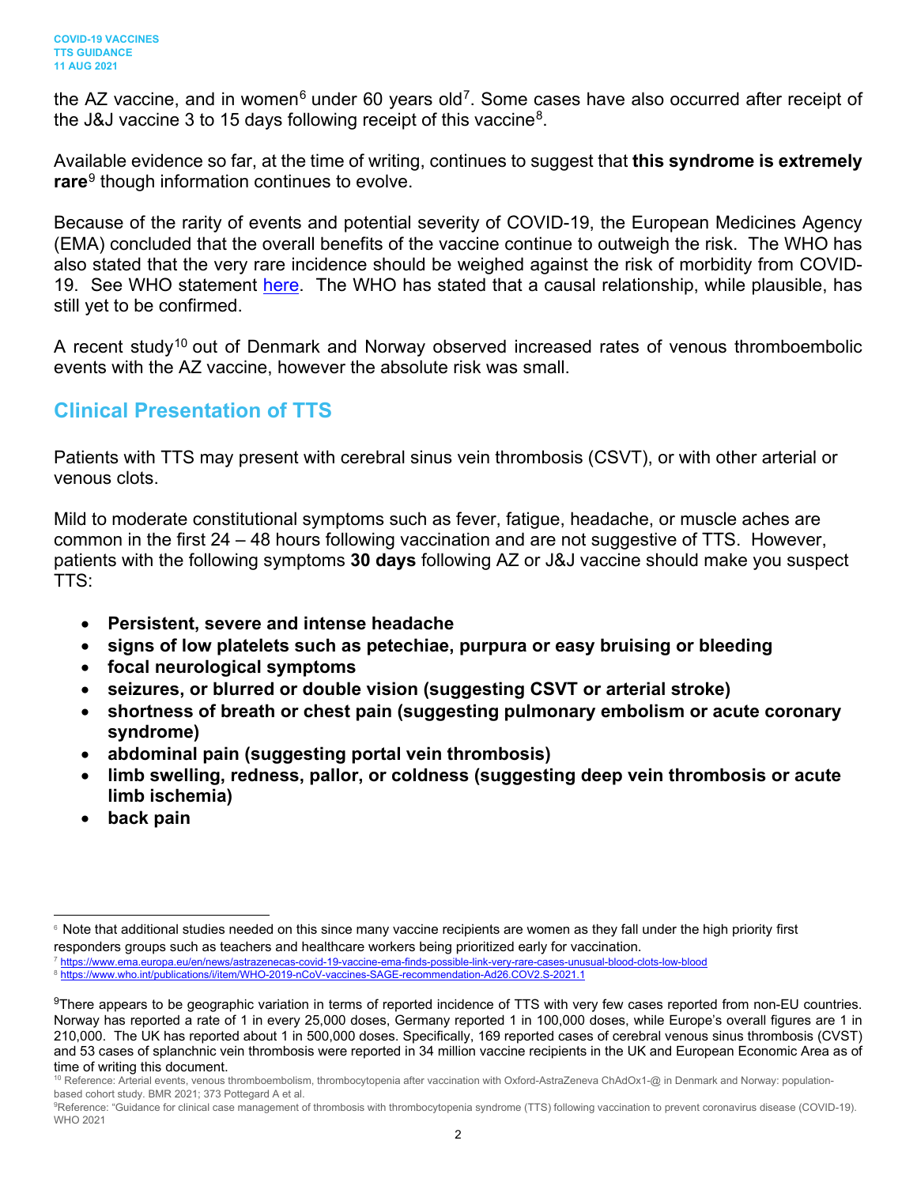the AZ vaccine, and in women[6] under 60 years old[7]. Some cases have also occurred after receipt of the J&J vaccine 3 to 15 days following receipt of this vaccine[8].

Available evidence so far, at the time of writing, continues to suggest that **this syndrome is extremely rare**[9] though information continues to evolve.

Because of the rarity of events and potential severity of COVID-19, the European Medicines Agency (EMA) concluded that the overall benefits of the vaccine continue to outweigh the risk. The WHO has also stated that the very rare incidence should be weighed against the risk of morbidity from COVID-19. See WHO statement here. The WHO has stated that a causal relationship, while plausible, has still yet to be confirmed.

A recent study[10] out of Denmark and Norway observed increased rates of venous thromboembolic events with the AZ vaccine, however the absolute risk was small.

## Clinical Presentation of TTS

Patients with TTS may present with cerebral sinus vein thrombosis (CSVT), or with other arterial or venous clots.

Mild to moderate constitutional symptoms such as fever, fatigue, headache, or muscle aches are common in the first 24 – 48 hours following vaccination and are not suggestive of TTS. However, patients with the following symptoms **30 days** following AZ or J&J vaccine should make you suspect TTS:

- **Persistent, severe and intense headache**
- **signs of low platelets such as petechiae, purpura or easy bruising or bleeding**
- **focal neurological symptoms**
- **seizures, or blurred or double vision (suggesting CSVT or arterial stroke)**
- **shortness of breath or chest pain (suggesting pulmonary embolism or acute coronary syndrome)**
- **abdominal pain (suggesting portal vein thrombosis)**
- **limb swelling, redness, pallor, or coldness (suggesting deep vein thrombosis or acute limb ischemia)**
- **back pain**

---

[6] Note that additional studies needed on this since many vaccine recipients are women as they fall under the high priority first responders groups such as teachers and healthcare workers being prioritized early for vaccination.

[7] https://www.ema.europa.eu/en/news/astrazenecas-covid-19-vaccine-ema-finds-possible-link-very-rare-cases-unusual-blood-clots-low-blood

[8] https://www.who.int/publications/i/item/WHO-2019-nCoV-vaccines-SAGE-recommendation-Ad26.COV2.S-2021.1

[9] There appears to be geographic variation in terms of reported incidence of TTS with very few cases reported from non-EU countries. Norway has reported a rate of 1 in every 25,000 doses, Germany reported 1 in 100,000 doses, while Europe's overall figures are 1 in 210,000. The UK has reported about 1 in 500,000 doses. Specifically, 169 reported cases of cerebral venous sinus thrombosis (CVST) and 53 cases of splanchnic vein thrombosis were reported in 34 million vaccine recipients in the UK and European Economic Area as of time of writing this document.

[10] Reference: Arterial events, venous thromboembolism, thrombocytopenia after vaccination with Oxford-AstraZeneva ChAdOx1-@ in Denmark and Norway: population-based cohort study. BMR 2021; 373 Pottegard A et al.

[9] Reference: "Guidance for clinical case management of thrombosis with thrombocytopenia syndrome (TTS) following vaccination to prevent coronavirus disease (COVID-19). WHO 2021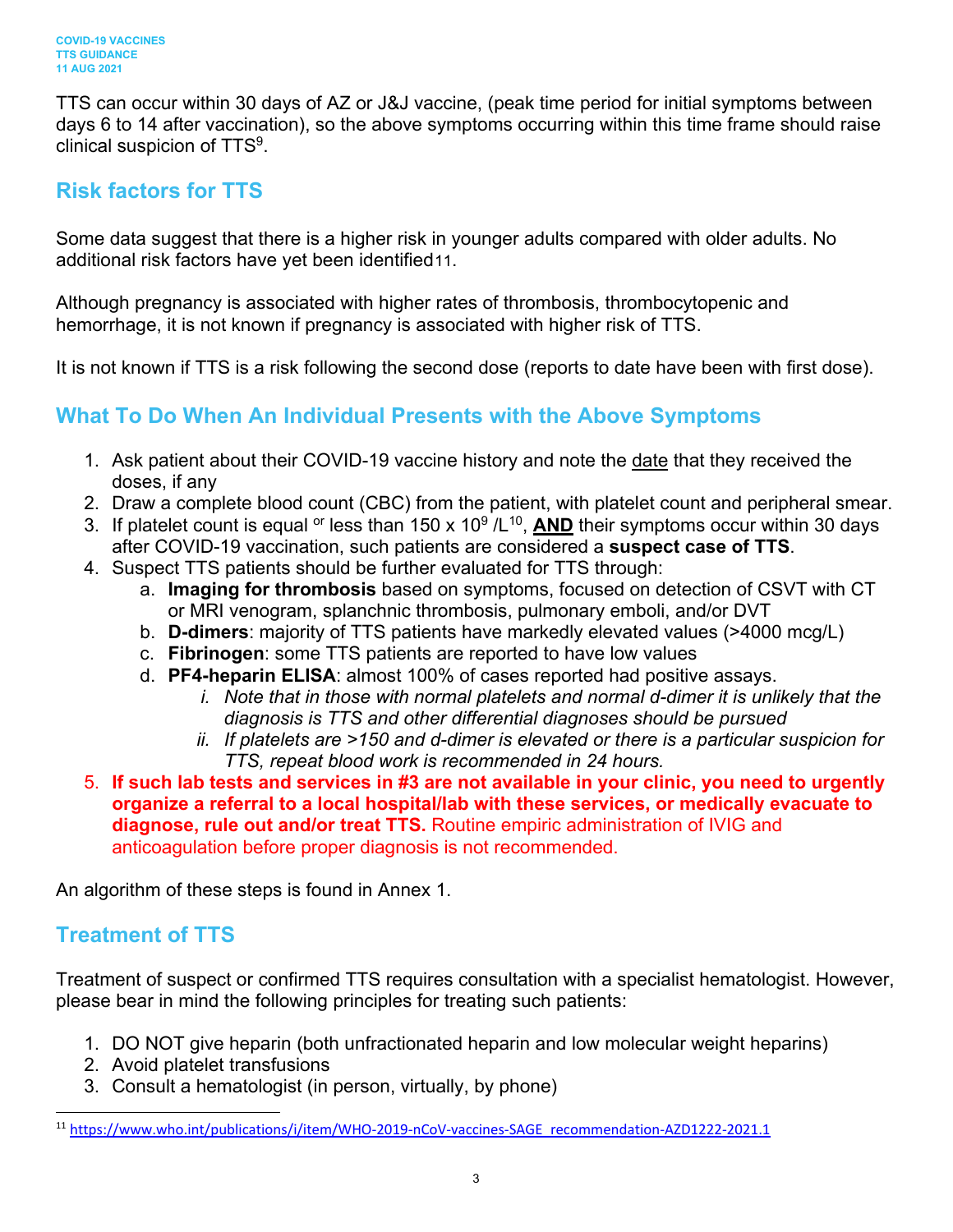TTS can occur within 30 days of AZ or J&J vaccine, (peak time period for initial symptoms between days 6 to 14 after vaccination), so the above symptoms occurring within this time frame should raise clinical suspicion of TTS[9].

## Risk factors for TTS

Some data suggest that there is a higher risk in younger adults compared with older adults. No additional risk factors have yet been identified[11].

Although pregnancy is associated with higher rates of thrombosis, thrombocytopenic and hemorrhage, it is not known if pregnancy is associated with higher risk of TTS.

It is not known if TTS is a risk following the second dose (reports to date have been with first dose).

## What To Do When An Individual Presents with the Above Symptoms

1. Ask patient about their COVID-19 vaccine history and note the date that they received the doses, if any
2. Draw a complete blood count (CBC) from the patient, with platelet count and peripheral smear.
3. If platelet count is equal or less than $150 \times 10^9$ /L[10], **AND** their symptoms occur within 30 days after COVID-19 vaccination, such patients are considered a **suspect case of TTS**.
4. Suspect TTS patients should be further evaluated for TTS through:
   a. **Imaging for thrombosis** based on symptoms, focused on detection of CSVT with CT or MRI venogram, splanchnic thrombosis, pulmonary emboli, and/or DVT
   b. **D-dimers**: majority of TTS patients have markedly elevated values (>4000 mcg/L)
   c. **Fibrinogen**: some TTS patients are reported to have low values
   d. **PF4-heparin ELISA**: almost 100% of cases reported had positive assays.
      i. *Note that in those with normal platelets and normal d-dimer it is unlikely that the diagnosis is TTS and other differential diagnoses should be pursued*
      ii. *If platelets are >150 and d-dimer is elevated or there is a particular suspicion for TTS, repeat blood work is recommended in 24 hours.*
5. **If such lab tests and services in #3 are not available in your clinic, you need to urgently organize a referral to a local hospital/lab with these services, or medically evacuate to diagnose, rule out and/or treat TTS.** Routine empiric administration of IVIG and anticoagulation before proper diagnosis is not recommended.

An algorithm of these steps is found in Annex 1.

## Treatment of TTS

Treatment of suspect or confirmed TTS requires consultation with a specialist hematologist. However, please bear in mind the following principles for treating such patients:

1. DO NOT give heparin (both unfractionated heparin and low molecular weight heparins)
2. Avoid platelet transfusions
3. Consult a hematologist (in person, virtually, by phone)

[11] https://www.who.int/publications/i/item/WHO-2019-nCoV-vaccines-SAGE_recommendation-AZD1222-2021.1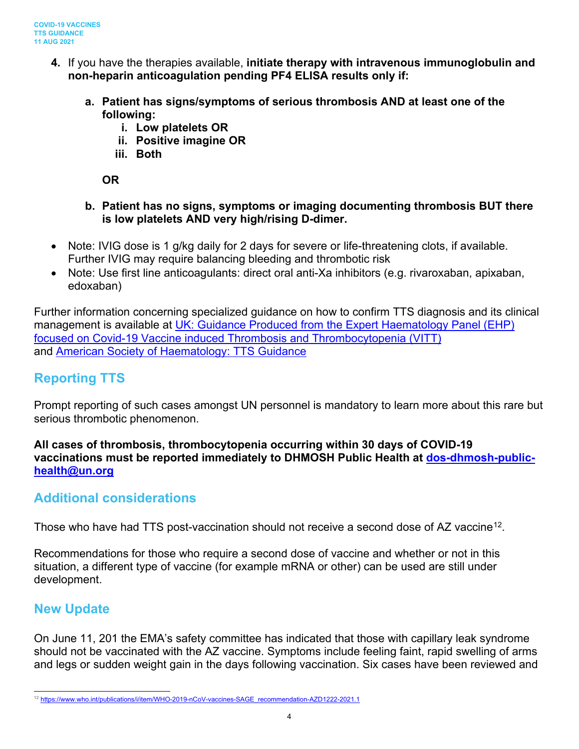4. If you have the therapies available, **initiate therapy with intravenous immunoglobulin and non-heparin anticoagulation pending PF4 ELISA results only if:**

    a. **Patient has signs/symptoms of serious thrombosis AND at least one of the following:**
        i. **Low platelets OR**
        ii. **Positive imagine OR**
        iii. **Both**

    **OR**

    b. **Patient has no signs, symptoms or imaging documenting thrombosis BUT there is low platelets AND very high/rising D-dimer.**

- Note: IVIG dose is 1 g/kg daily for 2 days for severe or life-threatening clots, if available. Further IVIG may require balancing bleeding and thrombotic risk
- Note: Use first line anticoagulants: direct oral anti-Xa inhibitors (e.g. rivaroxaban, apixaban, edoxaban)

Further information concerning specialized guidance on how to confirm TTS diagnosis and its clinical management is available at [UK: Guidance Produced from the Expert Haematology Panel (EHP) focused on Covid-19 Vaccine induced Thrombosis and Thrombocytopenia (VITT)]() and [American Society of Haematology: TTS Guidance]()

## Reporting TTS

Prompt reporting of such cases amongst UN personnel is mandatory to learn more about this rare but serious thrombotic phenomenon.

**All cases of thrombosis, thrombocytopenia occurring within 30 days of COVID-19 vaccinations must be reported immediately to DHMOSH Public Health at [dos-dhmosh-public-health@un.org](mailto:dos-dhmosh-public-health@un.org)**

## Additional considerations

Those who have had TTS post-vaccination should not receive a second dose of AZ vaccine[12].

Recommendations for those who require a second dose of vaccine and whether or not in this situation, a different type of vaccine (for example mRNA or other) can be used are still under development.

## New Update

On June 11, 201 the EMA's safety committee has indicated that those with capillary leak syndrome should not be vaccinated with the AZ vaccine. Symptoms include feeling faint, rapid swelling of arms and legs or sudden weight gain in the days following vaccination. Six cases have been reviewed and

---

[12] https://www.who.int/publications/i/item/WHO-2019-nCoV-vaccines-SAGE_recommendation-AZD1222-2021.1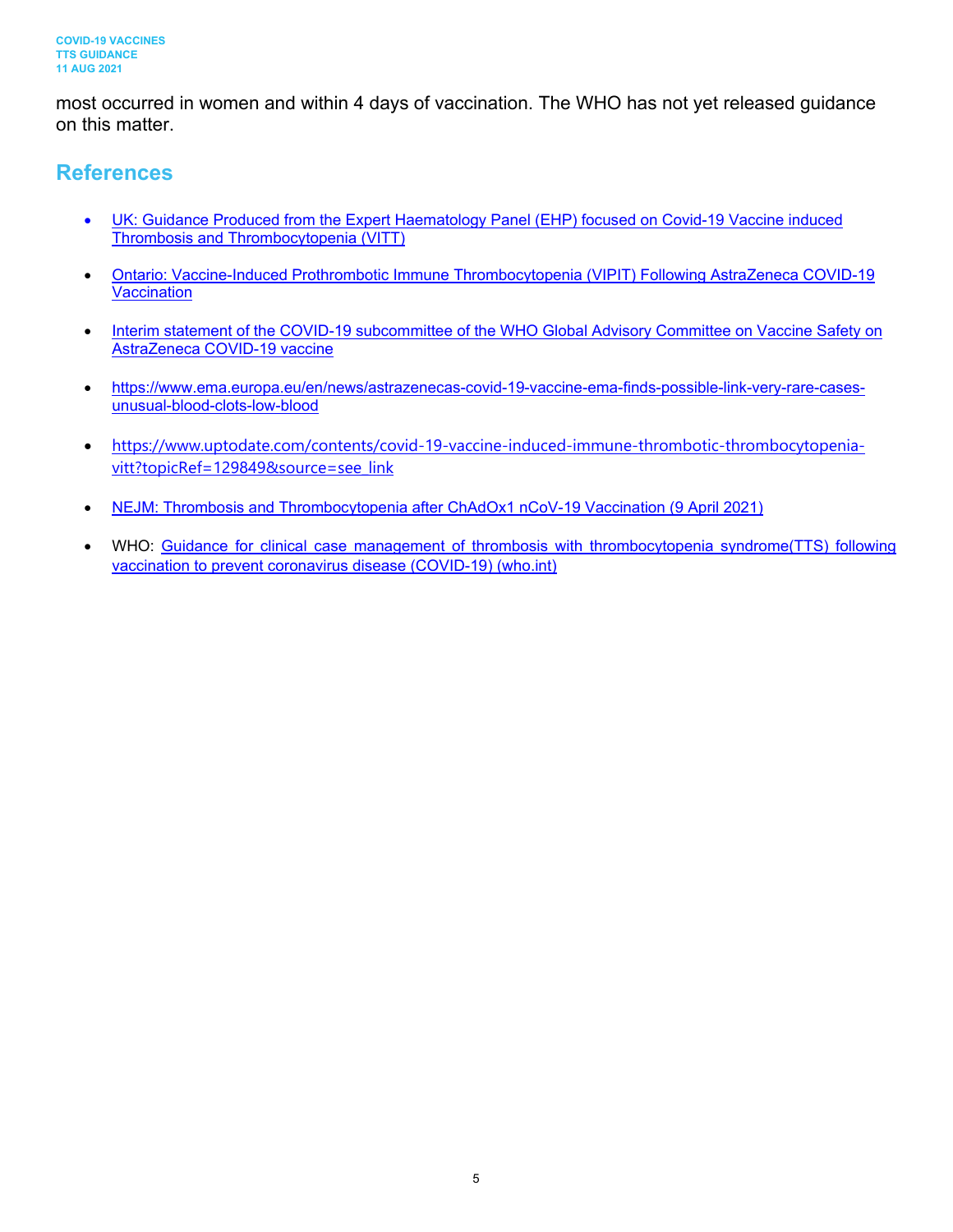most occurred in women and within 4 days of vaccination. The WHO has not yet released guidance on this matter.

## References

- UK: Guidance Produced from the Expert Haematology Panel (EHP) focused on Covid-19 Vaccine induced Thrombosis and Thrombocytopenia (VITT)
- Ontario: Vaccine-Induced Prothrombotic Immune Thrombocytopenia (VIPIT) Following AstraZeneca COVID-19 Vaccination
- Interim statement of the COVID-19 subcommittee of the WHO Global Advisory Committee on Vaccine Safety on AstraZeneca COVID-19 vaccine
- https://www.ema.europa.eu/en/news/astrazenecas-covid-19-vaccine-ema-finds-possible-link-very-rare-cases-unusual-blood-clots-low-blood
- https://www.uptodate.com/contents/covid-19-vaccine-induced-immune-thrombotic-thrombocytopenia-vitt?topicRef=129849&source=see_link
- NEJM: Thrombosis and Thrombocytopenia after ChAdOx1 nCoV-19 Vaccination (9 April 2021)
- WHO: Guidance for clinical case management of thrombosis with thrombocytopenia syndrome(TTS) following vaccination to prevent coronavirus disease (COVID-19) (who.int)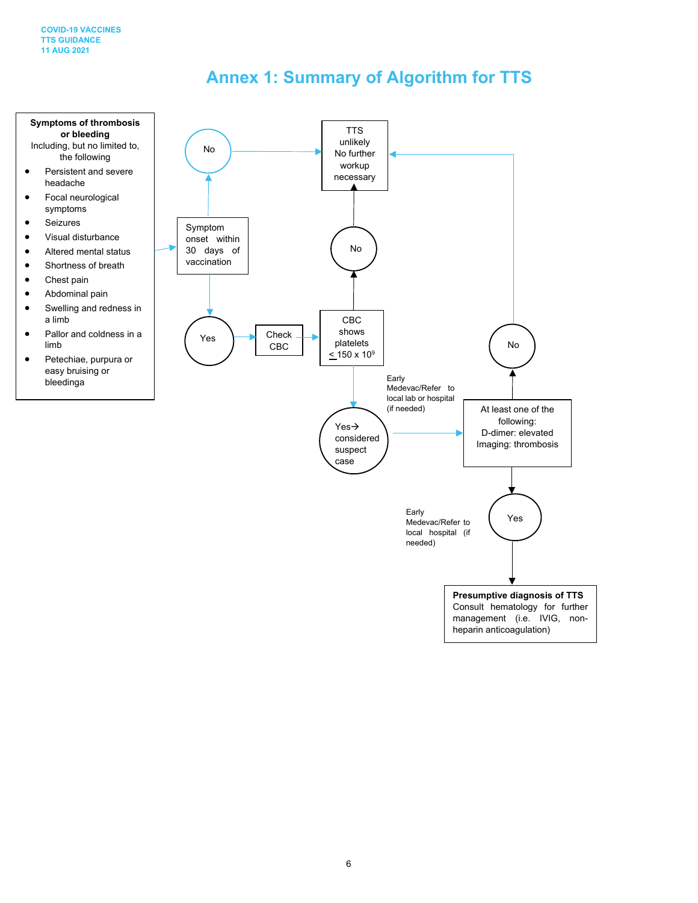# Annex 1: Summary of Algorithm for TTS

**Symptoms of thrombosis or bleeding**

Including, but no limited to, the following

- Persistent and severe headache
- Focal neurological symptoms
- Seizures
- Visual disturbance
- Altered mental status
- Shortness of breath
- Chest pain
- Abdominal pain
- Swelling and redness in a limb
- Pallor and coldness in a limb
- Petechiae, purpura or easy bruising or bleedinga

Symptom onset within 30 days of vaccination

No

TTS unlikely No further workup necessary

Yes

Check CBC

CBC shows platelets ≤ 150 x $10^9$

No

Early Medevac/Refer to local lab or hospital (if needed)

Yes→ considered suspect case

At least one of the following: D-dimer: elevated Imaging: thrombosis

No

Yes

Early Medevac/Refer to local hospital (if needed)

**Presumptive diagnosis of TTS**
Consult hematology for further management (i.e. IVIG, non-heparin anticoagulation)